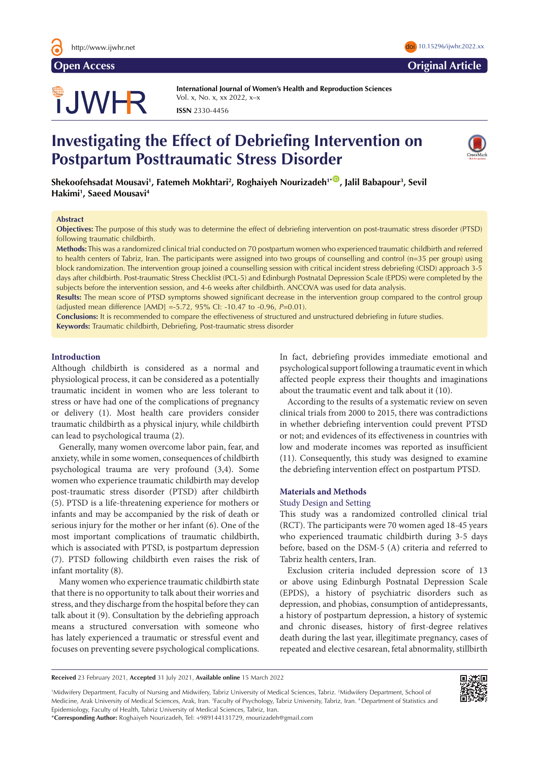# Investigating the Effect of Debriefing Intervention on Postpartum Posttraumatic Stress Disorder

**Shekoofehsadat Mousavi[1], Fatemeh Mokhtari[2], Roghayeh Nourizadeh[1*], Jalil Babapour[3], Sevil Hakimi[1], Saeed Mousavi[4]**

## Abstract

**Objectives:** The purpose of this study was to determine the effect of debriefing intervention on post-traumatic stress disorder (PTSD) following traumatic childbirth.

**Methods:** This was a randomized clinical trial conducted on 70 postpartum women who experienced traumatic childbirth and referred to health centers of Tabriz, Iran. The participants were assigned into two groups of counselling and control (n=35 per group) using block randomization. The intervention group joined a counselling session with critical incident stress debriefing (CISD) approach 3-5 days after childbirth. Post-traumatic Stress Checklist (PCL-5) and Edinburgh Postnatal Depression Scale (EPDS) were completed by the subjects before the intervention session, and 4-6 weeks after childbirth. ANCOVA was used for data analysis.

**Results:** The mean score of PTSD symptoms showed significant decrease in the intervention group compared to the control group (adjusted mean difference [AMD] =-5.72, 95% CI: -10.47 to -0.96, *P*=0.01).

**Conclusions:** It is recommended to compare the effectiveness of structured and unstructured debriefing in future studies.

**Keywords:** Traumatic childbirth, Debriefing, Post-traumatic stress disorder

## Introduction

Although childbirth is considered as a normal and physiological process, it can be considered as a potentially traumatic incident in women who are less tolerant to stress or have had one of the complications of pregnancy or delivery (1). Most health care providers consider traumatic childbirth as a physical injury, while childbirth can lead to psychological trauma (2).

Generally, many women overcome labor pain, fear, and anxiety, while in some women, consequences of childbirth psychological trauma are very profound (3,4). Some women who experience traumatic childbirth may develop post-traumatic stress disorder (PTSD) after childbirth (5). PTSD is a life-threatening experience for mothers or infants and may be accompanied by the risk of death or serious injury for the mother or her infant (6). One of the most important complications of traumatic childbirth, which is associated with PTSD, is postpartum depression (7). PTSD following childbirth even raises the risk of infant mortality (8).

Many women who experience traumatic childbirth state that there is no opportunity to talk about their worries and stress, and they discharge from the hospital before they can talk about it (9). Consultation by the debriefing approach means a structured conversation with someone who has lately experienced a traumatic or stressful event and focuses on preventing severe psychological complications. In fact, debriefing provides immediate emotional and psychological support following a traumatic event in which affected people express their thoughts and imaginations about the traumatic event and talk about it (10).

According to the results of a systematic review on seven clinical trials from 2000 to 2015, there was contradictions in whether debriefing intervention could prevent PTSD or not; and evidences of its effectiveness in countries with low and moderate incomes was reported as insufficient (11). Consequently, this study was designed to examine the debriefing intervention effect on postpartum PTSD.

## Materials and Methods

### Study Design and Setting

This study was a randomized controlled clinical trial (RCT). The participants were 70 women aged 18-45 years who experienced traumatic childbirth during 3-5 days before, based on the DSM-5 (A) criteria and referred to Tabriz health centers, Iran.

Exclusion criteria included depression score of 13 or above using Edinburgh Postnatal Depression Scale (EPDS), a history of psychiatric disorders such as depression, and phobias, consumption of antidepressants, a history of postpartum depression, a history of systemic and chronic diseases, history of first-degree relatives death during the last year, illegitimate pregnancy, cases of repeated and elective cesarean, fetal abnormality, stillbirth

**Received** 23 February 2021, **Accepted** 31 July 2021, **Available online** 15 March 2022

[1]Midwifery Department, Faculty of Nursing and Midwifery, Tabriz University of Medical Sciences, Tabriz. [2]Midwifery Department, School of Medicine, Arak University of Medical Sciences, Arak, Iran. [3]Faculty of Psychology, Tabriz University, Tabriz, Iran. [4] Department of Statistics and Epidemiology, Faculty of Health, Tabriz University of Medical Sciences, Tabriz, Iran.

*__Corresponding Author:__ Roghayeh Nourizadeh, Tel: +989144131729, rnourizadeh@gmail.com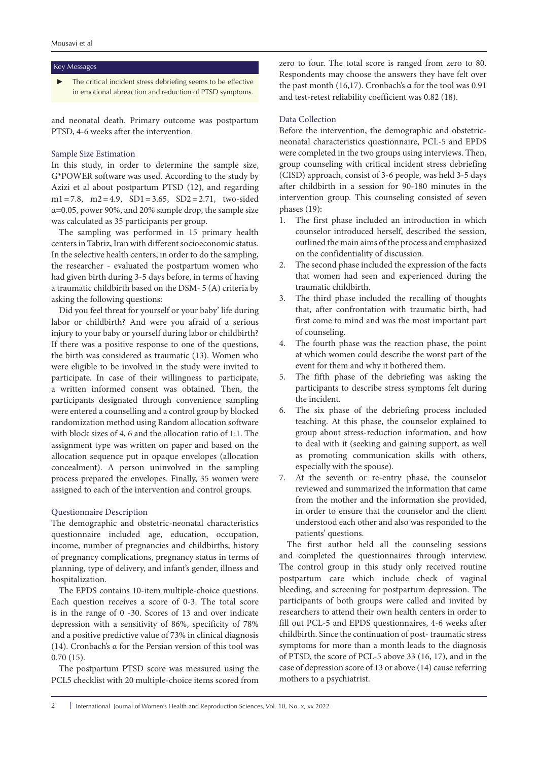## Key Messages

- The critical incident stress debriefing seems to be effective in emotional abreaction and reduction of PTSD symptoms.

and neonatal death. Primary outcome was postpartum PTSD, 4-6 weeks after the intervention.

### Sample Size Estimation

In this study, in order to determine the sample size, G*POWER software was used. According to the study by Azizi et al about postpartum PTSD (12), and regarding m1 = 7.8, m2 = 4.9, SD1 = 3.65, SD2 = 2.71, two-sided α=0.05, power 90%, and 20% sample drop, the sample size was calculated as 35 participants per group.

The sampling was performed in 15 primary health centers in Tabriz, Iran with different socioeconomic status. In the selective health centers, in order to do the sampling, the researcher - evaluated the postpartum women who had given birth during 3-5 days before, in terms of having a traumatic childbirth based on the DSM- 5 (A) criteria by asking the following questions:

Did you feel threat for yourself or your baby' life during labor or childbirth? And were you afraid of a serious injury to your baby or yourself during labor or childbirth? If there was a positive response to one of the questions, the birth was considered as traumatic (13). Women who were eligible to be involved in the study were invited to participate. In case of their willingness to participate, a written informed consent was obtained. Then, the participants designated through convenience sampling were entered a counselling and a control group by blocked randomization method using Random allocation software with block sizes of 4, 6 and the allocation ratio of 1:1. The assignment type was written on paper and based on the allocation sequence put in opaque envelopes (allocation concealment). A person uninvolved in the sampling process prepared the envelopes. Finally, 35 women were assigned to each of the intervention and control groups.

### Questionnaire Description

The demographic and obstetric-neonatal characteristics questionnaire included age, education, occupation, income, number of pregnancies and childbirths, history of pregnancy complications, pregnancy status in terms of planning, type of delivery, and infant's gender, illness and hospitalization.

The EPDS contains 10-item multiple-choice questions. Each question receives a score of 0-3. The total score is in the range of 0 -30. Scores of 13 and over indicate depression with a sensitivity of 86%, specificity of 78% and a positive predictive value of 73% in clinical diagnosis (14). Cronbach's α for the Persian version of this tool was 0.70 (15).

The postpartum PTSD score was measured using the PCL5 checklist with 20 multiple-choice items scored from zero to four. The total score is ranged from zero to 80. Respondents may choose the answers they have felt over the past month (16,17). Cronbach's α for the tool was 0.91 and test-retest reliability coefficient was 0.82 (18).

### Data Collection

Before the intervention, the demographic and obstetric-neonatal characteristics questionnaire, PCL-5 and EPDS were completed in the two groups using interviews. Then, group counseling with critical incident stress debriefing (CISD) approach, consist of 3-6 people, was held 3-5 days after childbirth in a session for 90-180 minutes in the intervention group. This counseling consisted of seven phases (19):

1. The first phase included an introduction in which counselor introduced herself, described the session, outlined the main aims of the process and emphasized on the confidentiality of discussion.
2. The second phase included the expression of the facts that women had seen and experienced during the traumatic childbirth.
3. The third phase included the recalling of thoughts that, after confrontation with traumatic birth, had first come to mind and was the most important part of counseling.
4. The fourth phase was the reaction phase, the point at which women could describe the worst part of the event for them and why it bothered them.
5. The fifth phase of the debriefing was asking the participants to describe stress symptoms felt during the incident.
6. The six phase of the debriefing process included teaching. At this phase, the counselor explained to group about stress-reduction information, and how to deal with it (seeking and gaining support, as well as promoting communication skills with others, especially with the spouse).
7. At the seventh or re-entry phase, the counselor reviewed and summarized the information that came from the mother and the information she provided, in order to ensure that the counselor and the client understood each other and also was responded to the patients' questions.

The first author held all the counseling sessions and completed the questionnaires through interview. The control group in this study only received routine postpartum care which include check of vaginal bleeding, and screening for postpartum depression. The participants of both groups were called and invited by researchers to attend their own health centers in order to fill out PCL-5 and EPDS questionnaires, 4-6 weeks after childbirth. Since the continuation of post- traumatic stress symptoms for more than a month leads to the diagnosis of PTSD, the score of PCL-5 above 33 (16, 17), and in the case of depression score of 13 or above (14) cause referring mothers to a psychiatrist.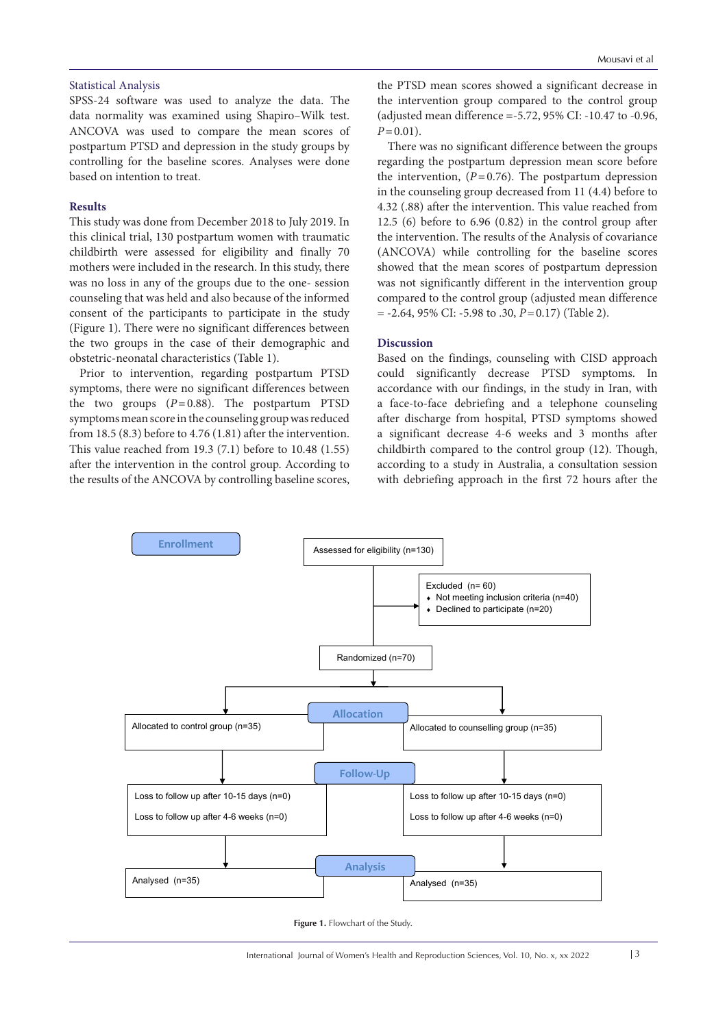### Statistical Analysis

SPSS-24 software was used to analyze the data. The data normality was examined using Shapiro–Wilk test. ANCOVA was used to compare the mean scores of postpartum PTSD and depression in the study groups by controlling for the baseline scores. Analyses were done based on intention to treat.

## Results

This study was done from December 2018 to July 2019. In this clinical trial, 130 postpartum women with traumatic childbirth were assessed for eligibility and finally 70 mothers were included in the research. In this study, there was no loss in any of the groups due to the one- session counseling that was held and also because of the informed consent of the participants to participate in the study (Figure 1). There were no significant differences between the two groups in the case of their demographic and obstetric-neonatal characteristics (Table 1).

Prior to intervention, regarding postpartum PTSD symptoms, there were no significant differences between the two groups ($P=0.88$). The postpartum PTSD symptoms mean score in the counseling group was reduced from 18.5 (8.3) before to 4.76 (1.81) after the intervention. This value reached from 19.3 (7.1) before to 10.48 (1.55) after the intervention in the control group. According to the results of the ANCOVA by controlling baseline scores, the PTSD mean scores showed a significant decrease in the intervention group compared to the control group (adjusted mean difference =-5.72, 95% CI: -10.47 to -0.96, $P=0.01$).

There was no significant difference between the groups regarding the postpartum depression mean score before the intervention, ($P=0.76$). The postpartum depression in the counseling group decreased from 11 (4.4) before to 4.32 (.88) after the intervention. This value reached from 12.5 (6) before to 6.96 (0.82) in the control group after the intervention. The results of the Analysis of covariance (ANCOVA) while controlling for the baseline scores showed that the mean scores of postpartum depression was not significantly different in the intervention group compared to the control group (adjusted mean difference = -2.64, 95% CI: -5.98 to .30, $P=0.17$) (Table 2).

## Discussion

Based on the findings, counseling with CISD approach could significantly decrease PTSD symptoms. In accordance with our findings, in the study in Iran, with a face-to-face debriefing and a telephone counseling after discharge from hospital, PTSD symptoms showed a significant decrease 4-6 weeks and 3 months after childbirth compared to the control group (12). Though, according to a study in Australia, a consultation session with debriefing approach in the first 72 hours after the

**Enrollment**

Assessed for eligibility (n=130)

Excluded (n= 60)
- Not meeting inclusion criteria (n=40)
- Declined to participate (n=20)

Randomized (n=70)

**Allocation**

Allocated to control group (n=35) | Allocated to counselling group (n=35)

**Follow-Up**

Control group: Loss to follow up after 10-15 days (n=0); Loss to follow up after 4-6 weeks (n=0)

Counselling group: Loss to follow up after 10-15 days (n=0); Loss to follow up after 4-6 weeks (n=0)

**Analysis**

Analysed (n=35) | Analysed (n=35)

**Figure 1.** Flowchart of the Study.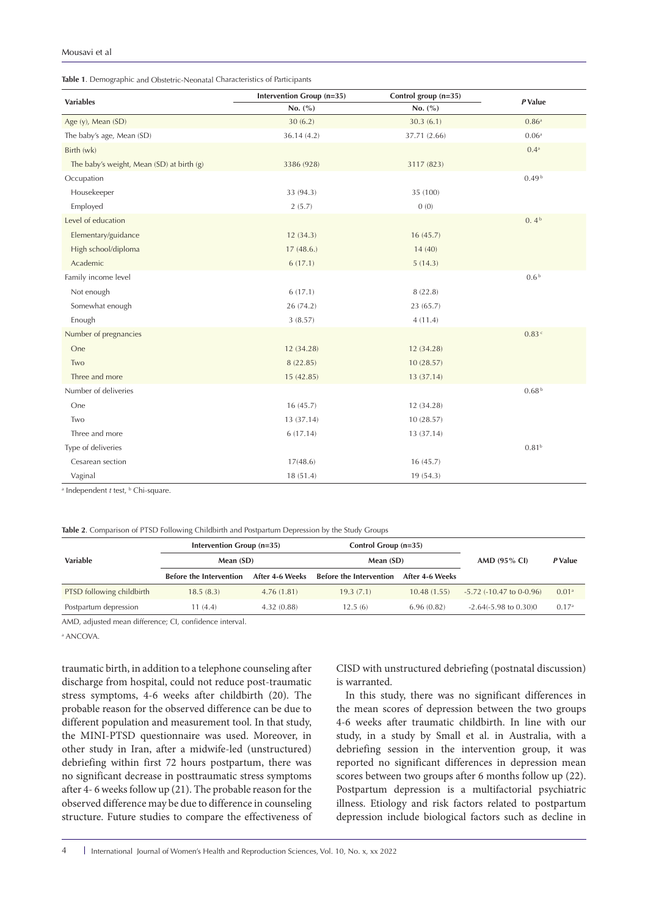**Table 1**. Demographic and Obstetric-Neonatal Characteristics of Participants

| Variables | Intervention Group (n=35) | Control group (n=35) | *P* Value |
|---|---|---|---|
| | No. (%) | No. (%) | |
| Age (y), Mean (SD) | 30 (6.2) | 30.3 (6.1) | 0.86[a] |
| The baby's age, Mean (SD) | 36.14 (4.2) | 37.71 (2.66) | 0.06[a] |
| Birth (wk) | | | 0.4[a] |
| The baby's weight, Mean (SD) at birth (g) | 3386 (928) | 3117 (823) | |
| Occupation | | | 0.49[b] |
| Housekeeper | 33 (94.3) | 35 (100) | |
| Employed | 2 (5.7) | 0 (0) | |
| Level of education | | | 0. 4[b] |
| Elementary/guidance | 12 (34.3) | 16 (45.7) | |
| High school/diploma | 17 (48.6.) | 14 (40) | |
| Academic | 6 (17.1) | 5 (14.3) | |
| Family income level | | | 0.6[b] |
| Not enough | 6 (17.1) | 8 (22.8) | |
| Somewhat enough | 26 (74.2) | 23 (65.7) | |
| Enough | 3 (8.57) | 4 (11.4) | |
| Number of pregnancies | | | 0.83[c] |
| One | 12 (34.28) | 12 (34.28) | |
| Two | 8 (22.85) | 10 (28.57) | |
| Three and more | 15 (42.85) | 13 (37.14) | |
| Number of deliveries | | | 0.68[b] |
| One | 16 (45.7) | 12 (34.28) | |
| Two | 13 (37.14) | 10 (28.57) | |
| Three and more | 6 (17.14) | 13 (37.14) | |
| Type of deliveries | | | 0.81[b] |
| Cesarean section | 17(48.6) | 16 (45.7) | |
| Vaginal | 18 (51.4) | 19 (54.3) | |

[a] Independent *t* test, [b] Chi-square.

**Table 2**. Comparison of PTSD Following Childbirth and Postpartum Depression by the Study Groups

| Variable | Intervention Group (n=35) | | Control Group (n=35) | | AMD (95% CI) | *P* Value |
|---|---|---|---|---|---|---|
| | Mean (SD) | | Mean (SD) | | | |
| | Before the Intervention | After 4-6 Weeks | Before the Intervention | After 4-6 Weeks | | |
| PTSD following childbirth | 18.5 (8.3) | 4.76 (1.81) | 19.3 (7.1) | 10.48 (1.55) | -5.72 (-10.47 to 0-0.96) | 0.01[a] |
| Postpartum depression | 11 (4.4) | 4.32 (0.88) | 12.5 (6) | 6.96 (0.82) | -2.64(-5.98 to 0.30)0 | 0.17[a] |

AMD, adjusted mean difference; CI, confidence interval.

[a] ANCOVA.

traumatic birth, in addition to a telephone counseling after discharge from hospital, could not reduce post-traumatic stress symptoms, 4-6 weeks after childbirth (20). The probable reason for the observed difference can be due to different population and measurement tool. In that study, the MINI-PTSD questionnaire was used. Moreover, in other study in Iran, after a midwife-led (unstructured) debriefing within first 72 hours postpartum, there was no significant decrease in posttraumatic stress symptoms after 4- 6 weeks follow up (21). The probable reason for the observed difference may be due to difference in counseling structure. Future studies to compare the effectiveness of CISD with unstructured debriefing (postnatal discussion) is warranted.

In this study, there was no significant differences in the mean scores of depression between the two groups 4-6 weeks after traumatic childbirth. In line with our study, in a study by Small et al. in Australia, with a debriefing session in the intervention group, it was reported no significant differences in depression mean scores between two groups after 6 months follow up (22). Postpartum depression is a multifactorial psychiatric illness. Etiology and risk factors related to postpartum depression include biological factors such as decline in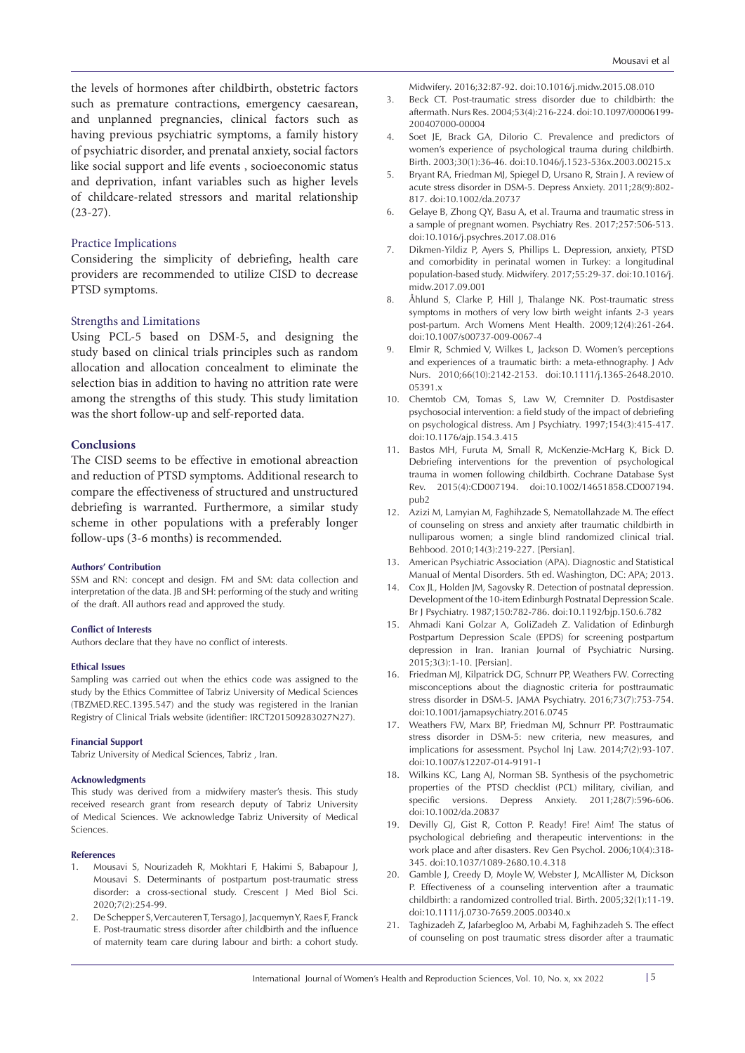the levels of hormones after childbirth, obstetric factors such as premature contractions, emergency caesarean, and unplanned pregnancies, clinical factors such as having previous psychiatric symptoms, a family history of psychiatric disorder, and prenatal anxiety, social factors like social support and life events , socioeconomic status and deprivation, infant variables such as higher levels of childcare-related stressors and marital relationship (23-27).

### Practice Implications

Considering the simplicity of debriefing, health care providers are recommended to utilize CISD to decrease PTSD symptoms.

### Strengths and Limitations

Using PCL-5 based on DSM-5, and designing the study based on clinical trials principles such as random allocation and allocation concealment to eliminate the selection bias in addition to having no attrition rate were among the strengths of this study. This study limitation was the short follow-up and self-reported data.

## Conclusions

The CISD seems to be effective in emotional abreaction and reduction of PTSD symptoms. Additional research to compare the effectiveness of structured and unstructured debriefing is warranted. Furthermore, a similar study scheme in other populations with a preferably longer follow-ups (3-6 months) is recommended.

#### Authors' Contribution

SSM and RN: concept and design. FM and SM: data collection and interpretation of the data. JB and SH: performing of the study and writing of the draft. All authors read and approved the study.

#### Conflict of Interests

Authors declare that they have no conflict of interests.

#### Ethical Issues

Sampling was carried out when the ethics code was assigned to the study by the Ethics Committee of Tabriz University of Medical Sciences (TBZMED.REC.1395.547) and the study was registered in the Iranian Registry of Clinical Trials website (identifier: IRCT201509283027N27).

#### Financial Support

Tabriz University of Medical Sciences, Tabriz , Iran.

#### Acknowledgments

This study was derived from a midwifery master's thesis. This study received research grant from research deputy of Tabriz University of Medical Sciences. We acknowledge Tabriz University of Medical Sciences.

#### References

1. Mousavi S, Nourizadeh R, Mokhtari F, Hakimi S, Babapour J, Mousavi S. Determinants of postpartum post-traumatic stress disorder: a cross-sectional study. Crescent J Med Biol Sci. 2020;7(2):254-99.
2. De Schepper S, Vercauteren T, Tersago J, Jacquemyn Y, Raes F, Franck E. Post-traumatic stress disorder after childbirth and the influence of maternity team care during labour and birth: a cohort study. Midwifery. 2016;32:87-92. doi:10.1016/j.midw.2015.08.010
3. Beck CT. Post-traumatic stress disorder due to childbirth: the aftermath. Nurs Res. 2004;53(4):216-224. doi:10.1097/00006199-200407000-00004
4. Soet JE, Brack GA, DiIorio C. Prevalence and predictors of women's experience of psychological trauma during childbirth. Birth. 2003;30(1):36-46. doi:10.1046/j.1523-536x.2003.00215.x
5. Bryant RA, Friedman MJ, Spiegel D, Ursano R, Strain J. A review of acute stress disorder in DSM-5. Depress Anxiety. 2011;28(9):802-817. doi:10.1002/da.20737
6. Gelaye B, Zhong QY, Basu A, et al. Trauma and traumatic stress in a sample of pregnant women. Psychiatry Res. 2017;257:506-513. doi:10.1016/j.psychres.2017.08.016
7. Dikmen-Yildiz P, Ayers S, Phillips L. Depression, anxiety, PTSD and comorbidity in perinatal women in Turkey: a longitudinal population-based study. Midwifery. 2017;55:29-37. doi:10.1016/j.midw.2017.09.001
8. Åhlund S, Clarke P, Hill J, Thalange NK. Post-traumatic stress symptoms in mothers of very low birth weight infants 2-3 years post-partum. Arch Womens Ment Health. 2009;12(4):261-264. doi:10.1007/s00737-009-0067-4
9. Elmir R, Schmied V, Wilkes L, Jackson D. Women's perceptions and experiences of a traumatic birth: a meta-ethnography. J Adv Nurs. 2010;66(10):2142-2153. doi:10.1111/j.1365-2648.2010.05391.x
10. Chemtob CM, Tomas S, Law W, Cremniter D. Postdisaster psychosocial intervention: a field study of the impact of debriefing on psychological distress. Am J Psychiatry. 1997;154(3):415-417. doi:10.1176/ajp.154.3.415
11. Bastos MH, Furuta M, Small R, McKenzie-McHarg K, Bick D. Debriefing interventions for the prevention of psychological trauma in women following childbirth. Cochrane Database Syst Rev. 2015(4):CD007194. doi:10.1002/14651858.CD007194.pub2
12. Azizi M, Lamyian M, Faghihzade S, Nematollahzade M. The effect of counseling on stress and anxiety after traumatic childbirth in nulliparous women; a single blind randomized clinical trial. Behbood. 2010;14(3):219-227. [Persian].
13. American Psychiatric Association (APA). Diagnostic and Statistical Manual of Mental Disorders. 5th ed. Washington, DC: APA; 2013.
14. Cox JL, Holden JM, Sagovsky R. Detection of postnatal depression. Development of the 10-item Edinburgh Postnatal Depression Scale. Br J Psychiatry. 1987;150:782-786. doi:10.1192/bjp.150.6.782
15. Ahmadi Kani Golzar A, GoliZadeh Z. Validation of Edinburgh Postpartum Depression Scale (EPDS) for screening postpartum depression in Iran. Iranian Journal of Psychiatric Nursing. 2015;3(3):1-10. [Persian].
16. Friedman MJ, Kilpatrick DG, Schnurr PP, Weathers FW. Correcting misconceptions about the diagnostic criteria for posttraumatic stress disorder in DSM-5. JAMA Psychiatry. 2016;73(7):753-754. doi:10.1001/jamapsychiatry.2016.0745
17. Weathers FW, Marx BP, Friedman MJ, Schnurr PP. Posttraumatic stress disorder in DSM-5: new criteria, new measures, and implications for assessment. Psychol Inj Law. 2014;7(2):93-107. doi:10.1007/s12207-014-9191-1
18. Wilkins KC, Lang AJ, Norman SB. Synthesis of the psychometric properties of the PTSD checklist (PCL) military, civilian, and specific versions. Depress Anxiety. 2011;28(7):596-606. doi:10.1002/da.20837
19. Devilly GJ, Gist R, Cotton P. Ready! Fire! Aim! The status of psychological debriefing and therapeutic interventions: in the work place and after disasters. Rev Gen Psychol. 2006;10(4):318-345. doi:10.1037/1089-2680.10.4.318
20. Gamble J, Creedy D, Moyle W, Webster J, McAllister M, Dickson P. Effectiveness of a counseling intervention after a traumatic childbirth: a randomized controlled trial. Birth. 2005;32(1):11-19. doi:10.1111/j.0730-7659.2005.00340.x
21. Taghizadeh Z, Jafarbegloo M, Arbabi M, Faghihzadeh S. The effect of counseling on post traumatic stress disorder after a traumatic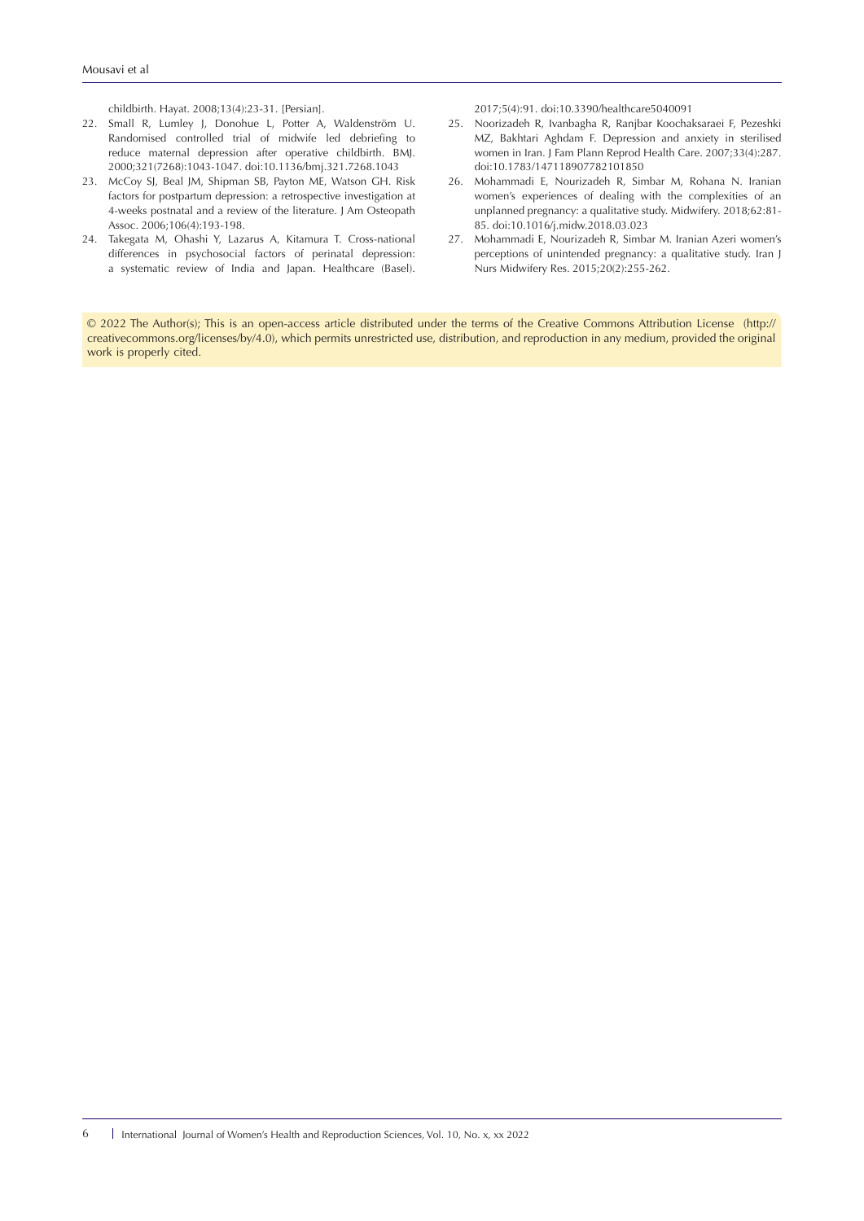childbirth. Hayat. 2008;13(4):23-31. [Persian].

22. Small R, Lumley J, Donohue L, Potter A, Waldenström U. Randomised controlled trial of midwife led debriefing to reduce maternal depression after operative childbirth. BMJ. 2000;321(7268):1043-1047. doi:10.1136/bmj.321.7268.1043
23. McCoy SJ, Beal JM, Shipman SB, Payton ME, Watson GH. Risk factors for postpartum depression: a retrospective investigation at 4-weeks postnatal and a review of the literature. J Am Osteopath Assoc. 2006;106(4):193-198.
24. Takegata M, Ohashi Y, Lazarus A, Kitamura T. Cross-national differences in psychosocial factors of perinatal depression: a systematic review of India and Japan. Healthcare (Basel). 2017;5(4):91. doi:10.3390/healthcare5040091
25. Noorizadeh R, Ivanbagha R, Ranjbar Koochaksaraei F, Pezeshki MZ, Bakhtari Aghdam F. Depression and anxiety in sterilised women in Iran. J Fam Plann Reprod Health Care. 2007;33(4):287. doi:10.1783/147118907782101850
26. Mohammadi E, Nourizadeh R, Simbar M, Rohana N. Iranian women's experiences of dealing with the complexities of an unplanned pregnancy: a qualitative study. Midwifery. 2018;62:81-85. doi:10.1016/j.midw.2018.03.023
27. Mohammadi E, Nourizadeh R, Simbar M. Iranian Azeri women's perceptions of unintended pregnancy: a qualitative study. Iran J Nurs Midwifery Res. 2015;20(2):255-262.

© 2022 The Author(s); This is an open-access article distributed under the terms of the Creative Commons Attribution License (http://creativecommons.org/licenses/by/4.0), which permits unrestricted use, distribution, and reproduction in any medium, provided the original work is properly cited.